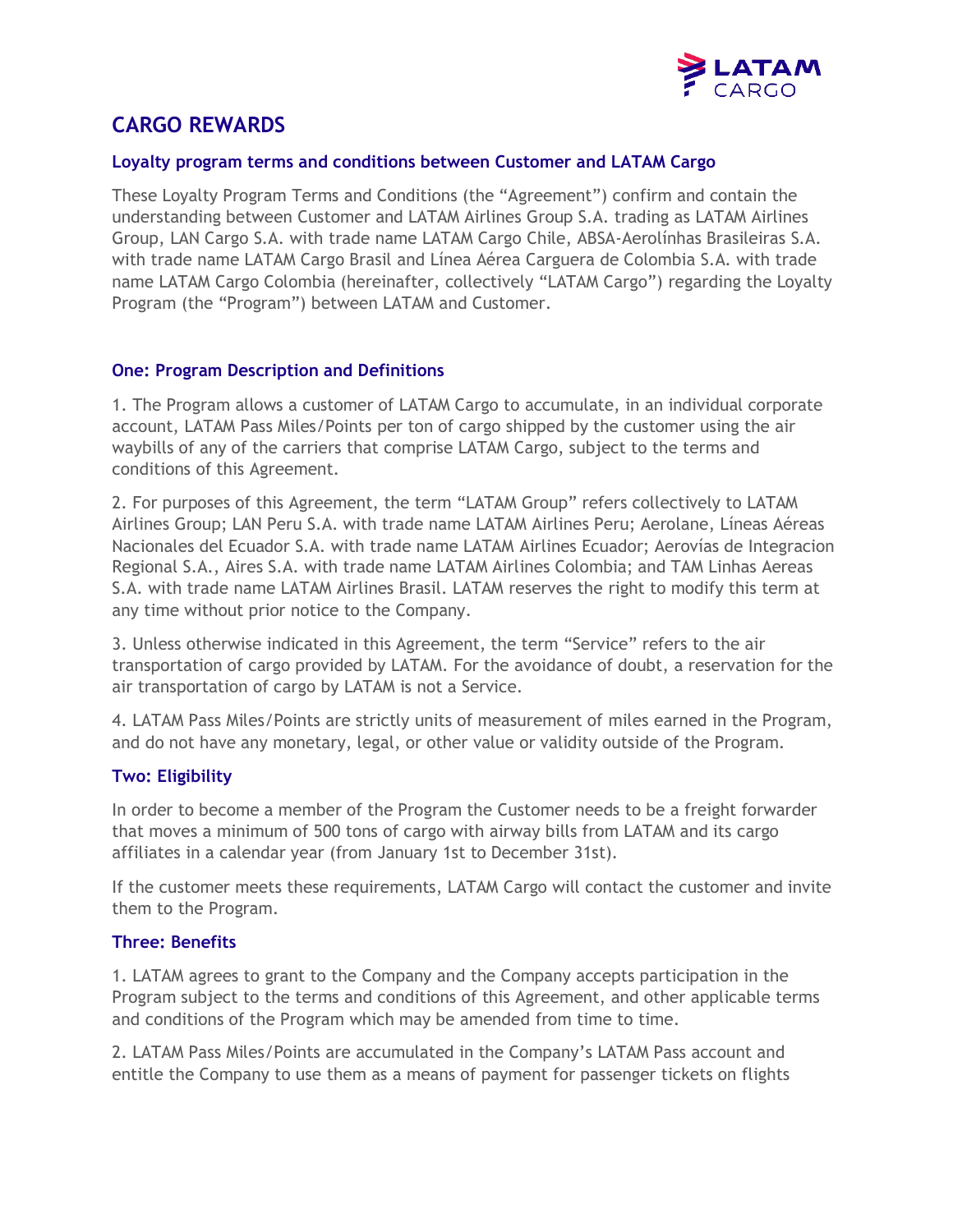# CARGO REWARDS

### Loyalty program terms and conditions between Customer and LATAM Cargo

These Loyalty Program Terms and Conditions (the "Agreement") confirm and contain the understanding between Customer and LATAM Airlines Group S.A. trading as LATAM Airlines Group, LAN Cargo S.A. with trade name LATAM Cargo Chile, ABSA-Aerolínhas Brasileiras S.A. with trade name LATAM Cargo Brasil and Línea Aérea Carguera de Colombia S.A. with trade name LATAM Cargo Colombia (hereinafter, collectively "LATAM Cargo") regarding the Loyalty Program (the "Program") between LATAM and Customer.

### One: Program Description and Definitions

1. The Program allows a customer of LATAM Cargo to accumulate, in an individual corporate account, LATAM Pass Miles/Points per ton of cargo shipped by the customer using the air waybills of any of the carriers that comprise LATAM Cargo, subject to the terms and conditions of this Agreement.

2. For purposes of this Agreement, the term "LATAM Group" refers collectively to LATAM Airlines Group; LAN Peru S.A. with trade name LATAM Airlines Peru; Aerolane, Líneas Aéreas Nacionales del Ecuador S.A. with trade name LATAM Airlines Ecuador; Aerovías de Integracion Regional S.A., Aires S.A. with trade name LATAM Airlines Colombia; and TAM Linhas Aereas S.A. with trade name LATAM Airlines Brasil. LATAM reserves the right to modify this term at any time without prior notice to the Company.

3. Unless otherwise indicated in this Agreement, the term "Service" refers to the air transportation of cargo provided by LATAM. For the avoidance of doubt, a reservation for the air transportation of cargo by LATAM is not a Service.

4. LATAM Pass Miles/Points are strictly units of measurement of miles earned in the Program, and do not have any monetary, legal, or other value or validity outside of the Program.

### Two: Eligibility

In order to become a member of the Program the Customer needs to be a freight forwarder that moves a minimum of 500 tons of cargo with airway bills from LATAM and its cargo affiliates in a calendar year (from January 1st to December 31st).

If the customer meets these requirements, LATAM Cargo will contact the customer and invite them to the Program.

### Three: Benefits

1. LATAM agrees to grant to the Company and the Company accepts participation in the Program subject to the terms and conditions of this Agreement, and other applicable terms and conditions of the Program which may be amended from time to time.

2. LATAM Pass Miles/Points are accumulated in the Company's LATAM Pass account and entitle the Company to use them as a means of payment for passenger tickets on flights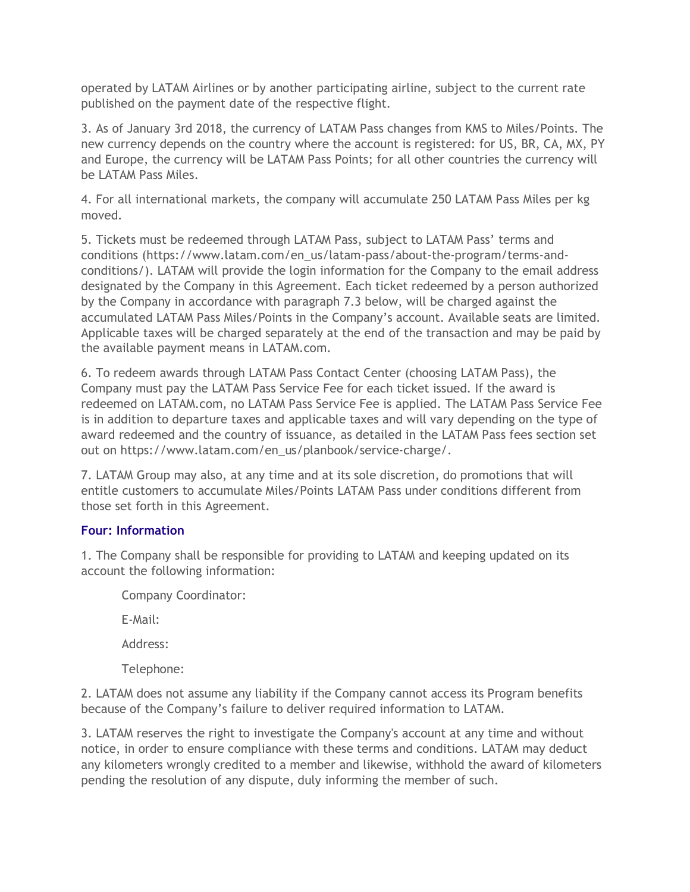operated by LATAM Airlines or by another participating airline, subject to the current rate published on the payment date of the respective flight.

3. As of January 3rd 2018, the currency of LATAM Pass changes from KMS to Miles/Points. The new currency depends on the country where the account is registered: for US, BR, CA, MX, PY and Europe, the currency will be LATAM Pass Points; for all other countries the currency will be LATAM Pass Miles.

4. For all international markets, the company will accumulate 250 LATAM Pass Miles per kg moved.

5. Tickets must be redeemed through LATAM Pass, subject to LATAM Pass' terms and conditions (https://www.latam.com/en_us/latam-pass/about-the-program/terms-and-conditions/). LATAM will provide the login information for the Company to the email address designated by the Company in this Agreement. Each ticket redeemed by a person authorized by the Company in accordance with paragraph 7.3 below, will be charged against the accumulated LATAM Pass Miles/Points in the Company's account. Available seats are limited. Applicable taxes will be charged separately at the end of the transaction and may be paid by the available payment means in LATAM.com.

6. To redeem awards through LATAM Pass Contact Center (choosing LATAM Pass), the Company must pay the LATAM Pass Service Fee for each ticket issued. If the award is redeemed on LATAM.com, no LATAM Pass Service Fee is applied. The LATAM Pass Service Fee is in addition to departure taxes and applicable taxes and will vary depending on the type of award redeemed and the country of issuance, as detailed in the LATAM Pass fees section set out on https://www.latam.com/en_us/planbook/service-charge/.

7. LATAM Group may also, at any time and at its sole discretion, do promotions that will entitle customers to accumulate Miles/Points LATAM Pass under conditions different from those set forth in this Agreement.

### Four: Information

1. The Company shall be responsible for providing to LATAM and keeping updated on its account the following information:

   Company Coordinator:

   E-Mail:

   Address:

   Telephone:

2. LATAM does not assume any liability if the Company cannot access its Program benefits because of the Company's failure to deliver required information to LATAM.

3. LATAM reserves the right to investigate the Company's account at any time and without notice, in order to ensure compliance with these terms and conditions. LATAM may deduct any kilometers wrongly credited to a member and likewise, withhold the award of kilometers pending the resolution of any dispute, duly informing the member of such.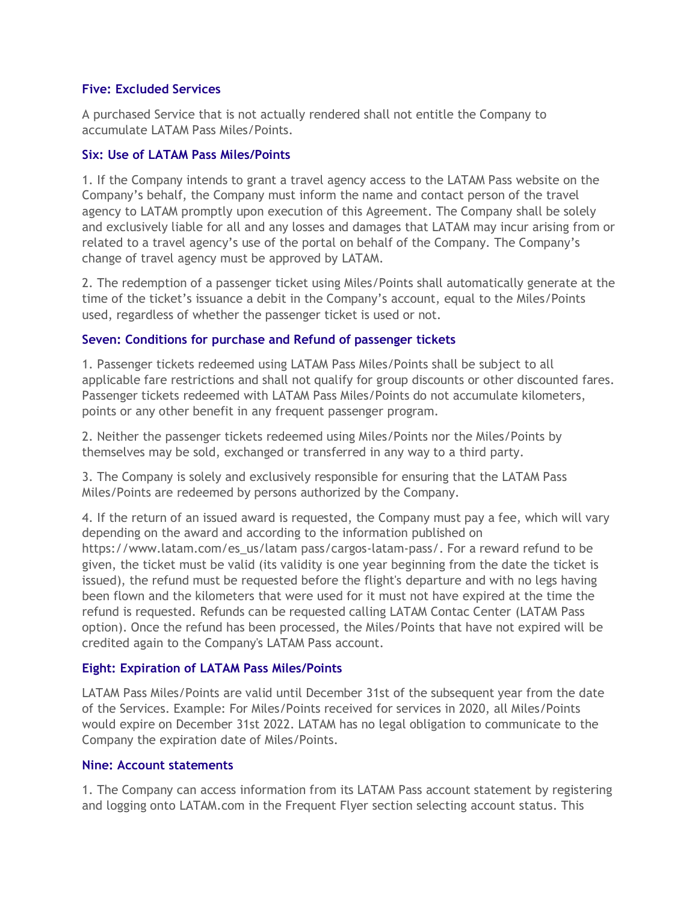### Five: Excluded Services

A purchased Service that is not actually rendered shall not entitle the Company to accumulate LATAM Pass Miles/Points.

### Six: Use of LATAM Pass Miles/Points

1. If the Company intends to grant a travel agency access to the LATAM Pass website on the Company's behalf, the Company must inform the name and contact person of the travel agency to LATAM promptly upon execution of this Agreement. The Company shall be solely and exclusively liable for all and any losses and damages that LATAM may incur arising from or related to a travel agency's use of the portal on behalf of the Company. The Company's change of travel agency must be approved by LATAM.

2. The redemption of a passenger ticket using Miles/Points shall automatically generate at the time of the ticket's issuance a debit in the Company's account, equal to the Miles/Points used, regardless of whether the passenger ticket is used or not.

### Seven: Conditions for purchase and Refund of passenger tickets

1. Passenger tickets redeemed using LATAM Pass Miles/Points shall be subject to all applicable fare restrictions and shall not qualify for group discounts or other discounted fares. Passenger tickets redeemed with LATAM Pass Miles/Points do not accumulate kilometers, points or any other benefit in any frequent passenger program.

2. Neither the passenger tickets redeemed using Miles/Points nor the Miles/Points by themselves may be sold, exchanged or transferred in any way to a third party.

3. The Company is solely and exclusively responsible for ensuring that the LATAM Pass Miles/Points are redeemed by persons authorized by the Company.

4. If the return of an issued award is requested, the Company must pay a fee, which will vary depending on the award and according to the information published on https://www.latam.com/es_us/latam pass/cargos-latam-pass/. For a reward refund to be given, the ticket must be valid (its validity is one year beginning from the date the ticket is issued), the refund must be requested before the flight's departure and with no legs having been flown and the kilometers that were used for it must not have expired at the time the refund is requested. Refunds can be requested calling LATAM Contac Center (LATAM Pass option). Once the refund has been processed, the Miles/Points that have not expired will be credited again to the Company's LATAM Pass account.

### Eight: Expiration of LATAM Pass Miles/Points

LATAM Pass Miles/Points are valid until December 31st of the subsequent year from the date of the Services. Example: For Miles/Points received for services in 2020, all Miles/Points would expire on December 31st 2022. LATAM has no legal obligation to communicate to the Company the expiration date of Miles/Points.

### Nine: Account statements

1. The Company can access information from its LATAM Pass account statement by registering and logging onto LATAM.com in the Frequent Flyer section selecting account status. This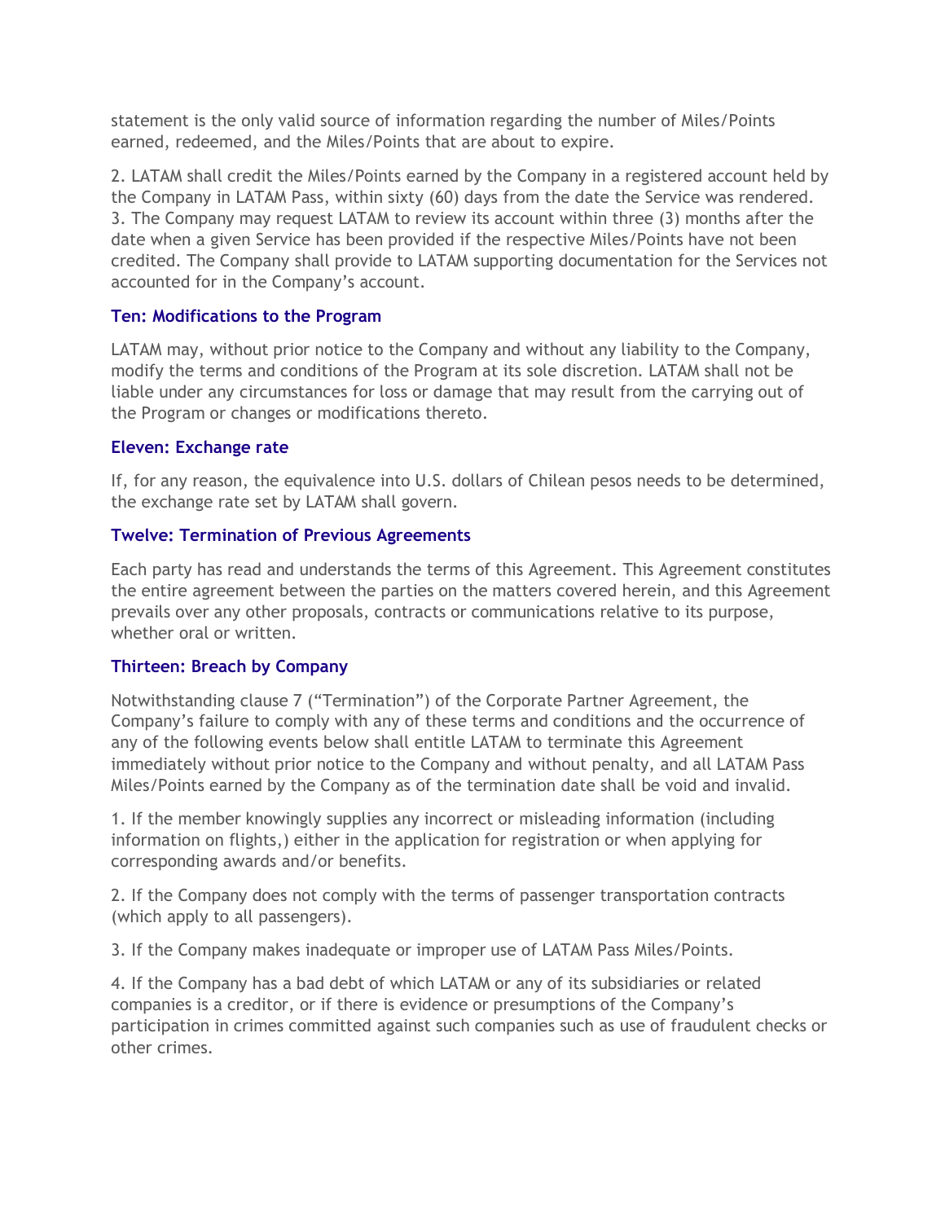statement is the only valid source of information regarding the number of Miles/Points earned, redeemed, and the Miles/Points that are about to expire.

2. LATAM shall credit the Miles/Points earned by the Company in a registered account held by the Company in LATAM Pass, within sixty (60) days from the date the Service was rendered.
3. The Company may request LATAM to review its account within three (3) months after the date when a given Service has been provided if the respective Miles/Points have not been credited. The Company shall provide to LATAM supporting documentation for the Services not accounted for in the Company's account.

### Ten: Modifications to the Program

LATAM may, without prior notice to the Company and without any liability to the Company, modify the terms and conditions of the Program at its sole discretion. LATAM shall not be liable under any circumstances for loss or damage that may result from the carrying out of the Program or changes or modifications thereto.

### Eleven: Exchange rate

If, for any reason, the equivalence into U.S. dollars of Chilean pesos needs to be determined, the exchange rate set by LATAM shall govern.

### Twelve: Termination of Previous Agreements

Each party has read and understands the terms of this Agreement. This Agreement constitutes the entire agreement between the parties on the matters covered herein, and this Agreement prevails over any other proposals, contracts or communications relative to its purpose, whether oral or written.

### Thirteen: Breach by Company

Notwithstanding clause 7 ("Termination") of the Corporate Partner Agreement, the Company's failure to comply with any of these terms and conditions and the occurrence of any of the following events below shall entitle LATAM to terminate this Agreement immediately without prior notice to the Company and without penalty, and all LATAM Pass Miles/Points earned by the Company as of the termination date shall be void and invalid.

1. If the member knowingly supplies any incorrect or misleading information (including information on flights,) either in the application for registration or when applying for corresponding awards and/or benefits.

2. If the Company does not comply with the terms of passenger transportation contracts (which apply to all passengers).

3. If the Company makes inadequate or improper use of LATAM Pass Miles/Points.

4. If the Company has a bad debt of which LATAM or any of its subsidiaries or related companies is a creditor, or if there is evidence or presumptions of the Company's participation in crimes committed against such companies such as use of fraudulent checks or other crimes.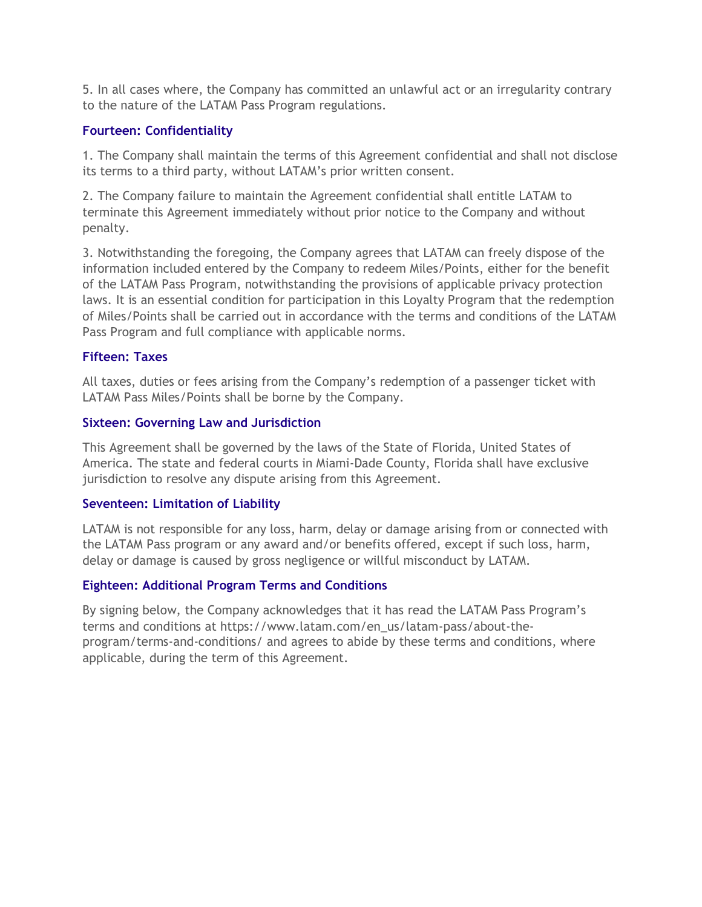5. In all cases where, the Company has committed an unlawful act or an irregularity contrary to the nature of the LATAM Pass Program regulations.

### Fourteen: Confidentiality

1. The Company shall maintain the terms of this Agreement confidential and shall not disclose its terms to a third party, without LATAM's prior written consent.

2. The Company failure to maintain the Agreement confidential shall entitle LATAM to terminate this Agreement immediately without prior notice to the Company and without penalty.

3. Notwithstanding the foregoing, the Company agrees that LATAM can freely dispose of the information included entered by the Company to redeem Miles/Points, either for the benefit of the LATAM Pass Program, notwithstanding the provisions of applicable privacy protection laws. It is an essential condition for participation in this Loyalty Program that the redemption of Miles/Points shall be carried out in accordance with the terms and conditions of the LATAM Pass Program and full compliance with applicable norms.

### Fifteen: Taxes

All taxes, duties or fees arising from the Company's redemption of a passenger ticket with LATAM Pass Miles/Points shall be borne by the Company.

### Sixteen: Governing Law and Jurisdiction

This Agreement shall be governed by the laws of the State of Florida, United States of America. The state and federal courts in Miami-Dade County, Florida shall have exclusive jurisdiction to resolve any dispute arising from this Agreement.

### Seventeen: Limitation of Liability

LATAM is not responsible for any loss, harm, delay or damage arising from or connected with the LATAM Pass program or any award and/or benefits offered, except if such loss, harm, delay or damage is caused by gross negligence or willful misconduct by LATAM.

### Eighteen: Additional Program Terms and Conditions

By signing below, the Company acknowledges that it has read the LATAM Pass Program's terms and conditions at https://www.latam.com/en_us/latam-pass/about-the-program/terms-and-conditions/ and agrees to abide by these terms and conditions, where applicable, during the term of this Agreement.